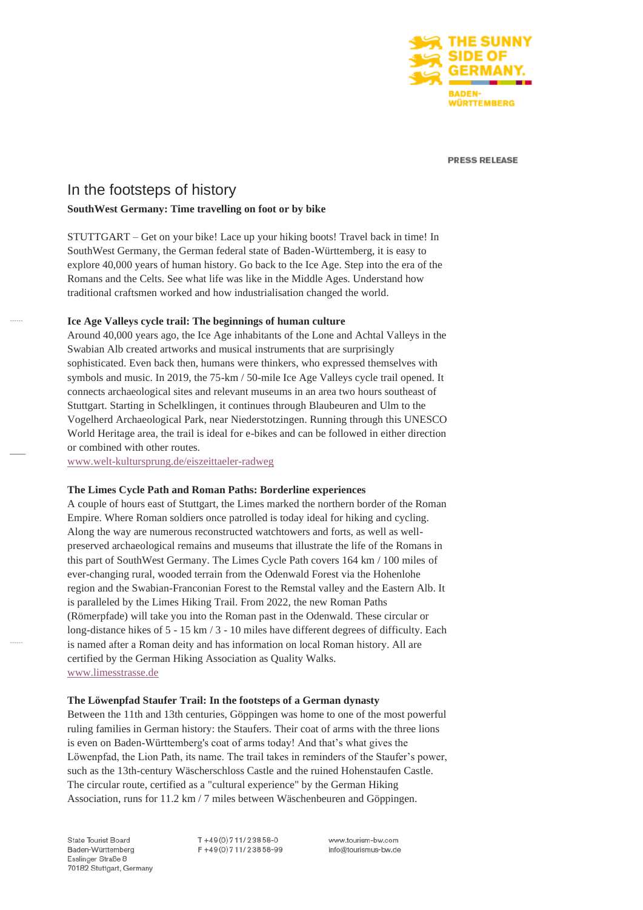THE SUNNY SIDE OF GERMANY.

BADEN-WÜRTTEMBERG

PRESS RELEASE

# In the footsteps of history

**SouthWest Germany: Time travelling on foot or by bike**

STUTTGART – Get on your bike! Lace up your hiking boots! Travel back in time! In SouthWest Germany, the German federal state of Baden-Württemberg, it is easy to explore 40,000 years of human history. Go back to the Ice Age. Step into the era of the Romans and the Celts. See what life was like in the Middle Ages. Understand how traditional craftsmen worked and how industrialisation changed the world.

**Ice Age Valleys cycle trail: The beginnings of human culture**

Around 40,000 years ago, the Ice Age inhabitants of the Lone and Achtal Valleys in the Swabian Alb created artworks and musical instruments that are surprisingly sophisticated. Even back then, humans were thinkers, who expressed themselves with symbols and music. In 2019, the 75-km / 50-mile Ice Age Valleys cycle trail opened. It connects archaeological sites and relevant museums in an area two hours southeast of Stuttgart. Starting in Schelklingen, it continues through Blaubeuren and Ulm to the Vogelherd Archaeological Park, near Niederstotzingen. Running through this UNESCO World Heritage area, the trail is ideal for e-bikes and can be followed in either direction or combined with other routes.

www.welt-kultursprung.de/eiszeittaeler-radweg

**The Limes Cycle Path and Roman Paths: Borderline experiences**

A couple of hours east of Stuttgart, the Limes marked the northern border of the Roman Empire. Where Roman soldiers once patrolled is today ideal for hiking and cycling. Along the way are numerous reconstructed watchtowers and forts, as well as well-preserved archaeological remains and museums that illustrate the life of the Romans in this part of SouthWest Germany. The Limes Cycle Path covers 164 km / 100 miles of ever-changing rural, wooded terrain from the Odenwald Forest via the Hohenlohe region and the Swabian-Franconian Forest to the Remstal valley and the Eastern Alb. It is paralleled by the Limes Hiking Trail. From 2022, the new Roman Paths (Römerpfade) will take you into the Roman past in the Odenwald. These circular or long-distance hikes of 5 - 15 km / 3 - 10 miles have different degrees of difficulty. Each is named after a Roman deity and has information on local Roman history. All are certified by the German Hiking Association as Quality Walks.

www.limesstrasse.de

**The Löwenpfad Staufer Trail: In the footsteps of a German dynasty**

Between the 11th and 13th centuries, Göppingen was home to one of the most powerful ruling families in German history: the Staufers. Their coat of arms with the three lions is even on Baden-Württemberg's coat of arms today! And that's what gives the Löwenpfad, the Lion Path, its name. The trail takes in reminders of the Staufer's power, such as the 13th-century Wäscherschloss Castle and the ruined Hohenstaufen Castle. The circular route, certified as a "cultural experience" by the German Hiking Association, runs for 11.2 km / 7 miles between Wäschenbeuren and Göppingen.

State Tourist Board Baden-Württemberg
Esslinger Straße 8
70182 Stuttgart, Germany

T +49(0)711/23858-0
F +49(0)711/23858-99

www.tourism-bw.com
info@tourismus-bw.de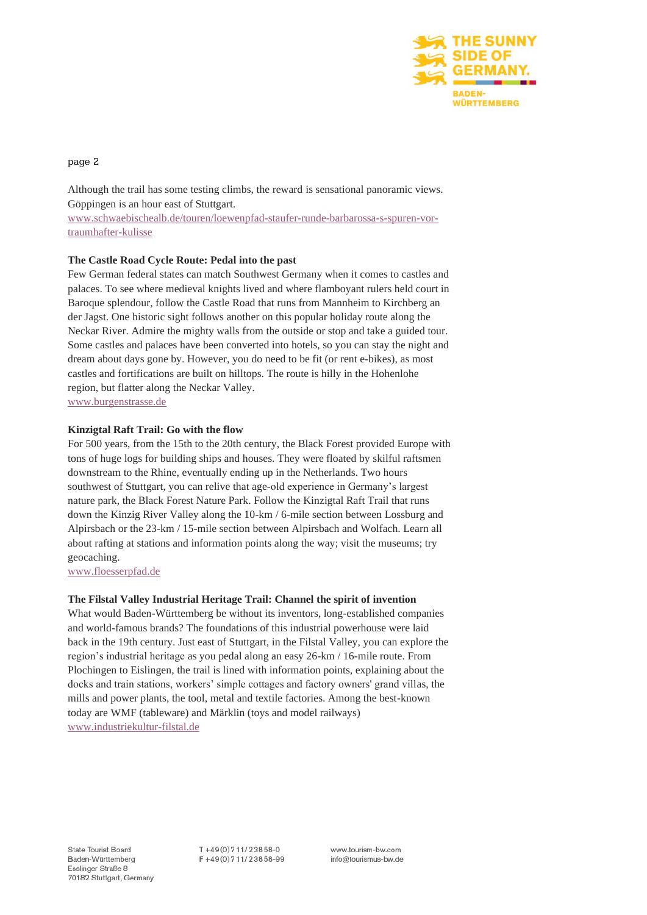Although the trail has some testing climbs, the reward is sensational panoramic views. Göppingen is an hour east of Stuttgart.
www.schwaebischealb.de/touren/loewenpfad-staufer-runde-barbarossa-s-spuren-vor-traumhafter-kulisse

**The Castle Road Cycle Route: Pedal into the past**

Few German federal states can match Southwest Germany when it comes to castles and palaces. To see where medieval knights lived and where flamboyant rulers held court in Baroque splendour, follow the Castle Road that runs from Mannheim to Kirchberg an der Jagst. One historic sight follows another on this popular holiday route along the Neckar River. Admire the mighty walls from the outside or stop and take a guided tour. Some castles and palaces have been converted into hotels, so you can stay the night and dream about days gone by. However, you do need to be fit (or rent e-bikes), as most castles and fortifications are built on hilltops. The route is hilly in the Hohenlohe region, but flatter along the Neckar Valley.
www.burgenstrasse.de

**Kinzigtal Raft Trail: Go with the flow**

For 500 years, from the 15th to the 20th century, the Black Forest provided Europe with tons of huge logs for building ships and houses. They were floated by skilful raftsmen downstream to the Rhine, eventually ending up in the Netherlands. Two hours southwest of Stuttgart, you can relive that age-old experience in Germany's largest nature park, the Black Forest Nature Park. Follow the Kinzigtal Raft Trail that runs down the Kinzig River Valley along the 10-km / 6-mile section between Lossburg and Alpirsbach or the 23-km / 15-mile section between Alpirsbach and Wolfach. Learn all about rafting at stations and information points along the way; visit the museums; try geocaching.
www.floesserpfad.de

**The Filstal Valley Industrial Heritage Trail: Channel the spirit of invention**

What would Baden-Württemberg be without its inventors, long-established companies and world-famous brands? The foundations of this industrial powerhouse were laid back in the 19th century. Just east of Stuttgart, in the Filstal Valley, you can explore the region's industrial heritage as you pedal along an easy 26-km / 16-mile route. From Plochingen to Eislingen, the trail is lined with information points, explaining about the docks and train stations, workers' simple cottages and factory owners' grand villas, the mills and power plants, the tool, metal and textile factories. Among the best-known today are WMF (tableware) and Märklin (toys and model railways)
www.industriekultur-filstal.de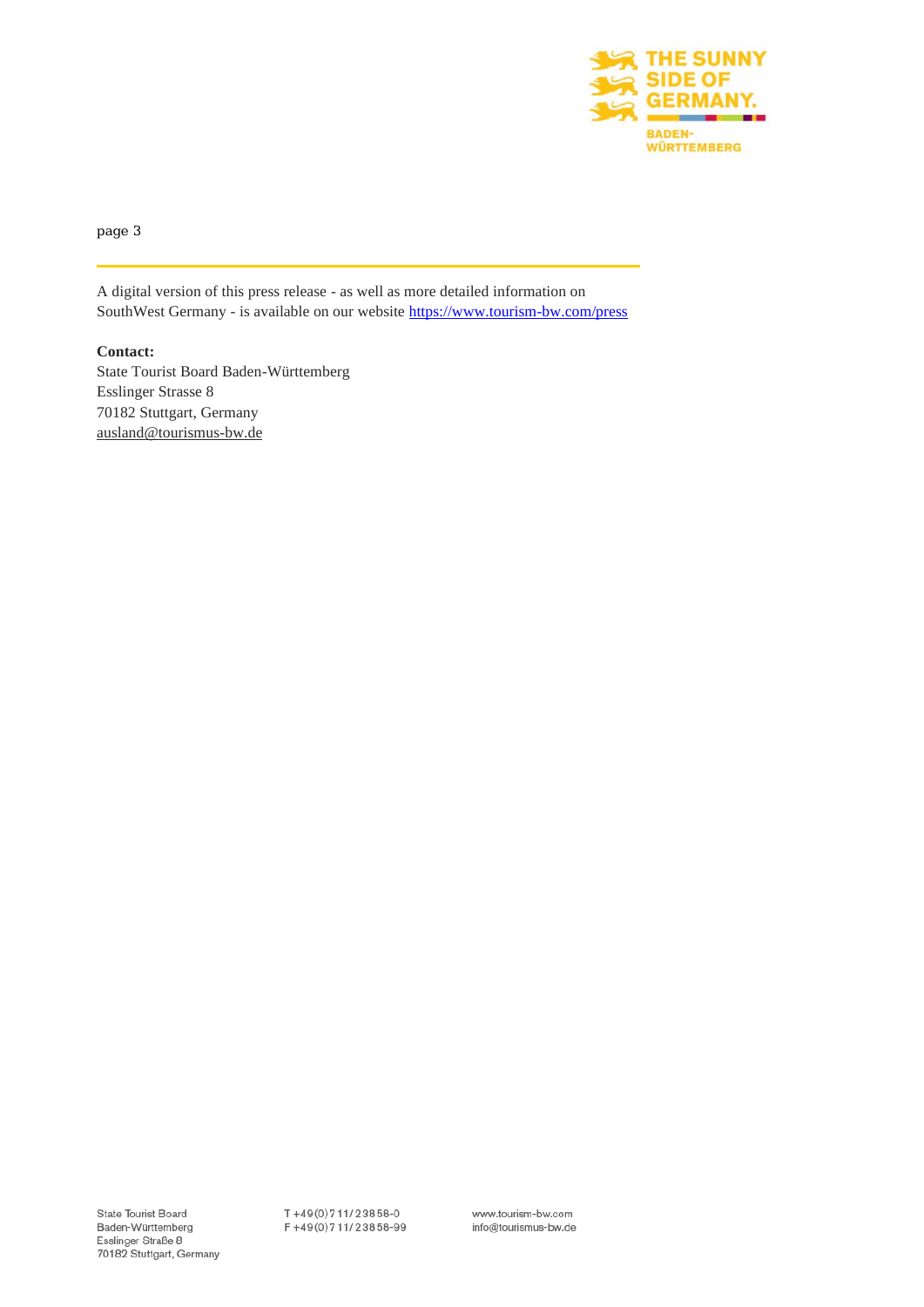A digital version of this press release - as well as more detailed information on SouthWest Germany - is available on our website https://www.tourism-bw.com/press

**Contact:**
State Tourist Board Baden-Württemberg
Esslinger Strasse 8
70182 Stuttgart, Germany
ausland@tourismus-bw.de